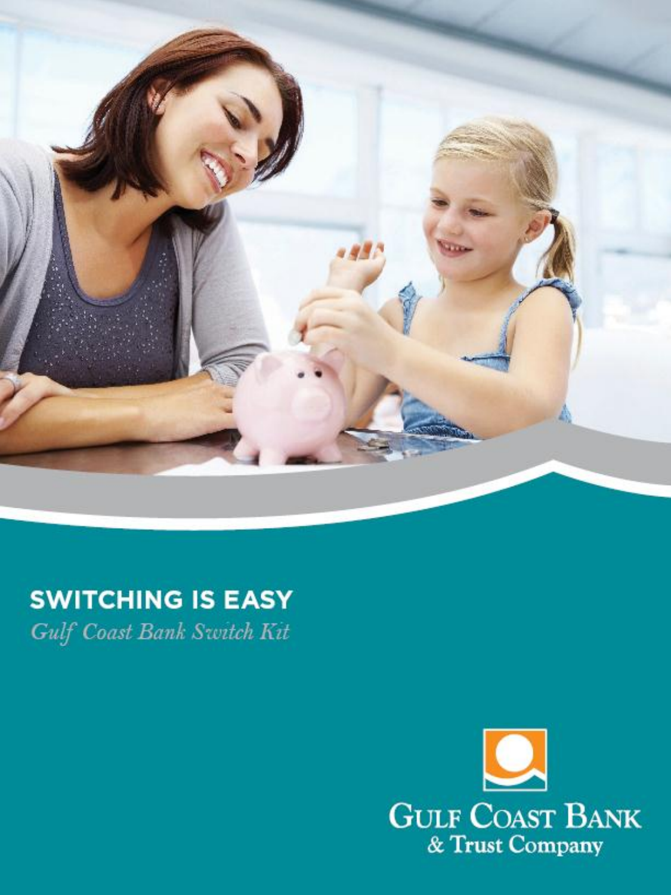# SWITCHING IS EASY

*Gulf Coast Bank Switch Kit*

GULF COAST BANK
& Trust Company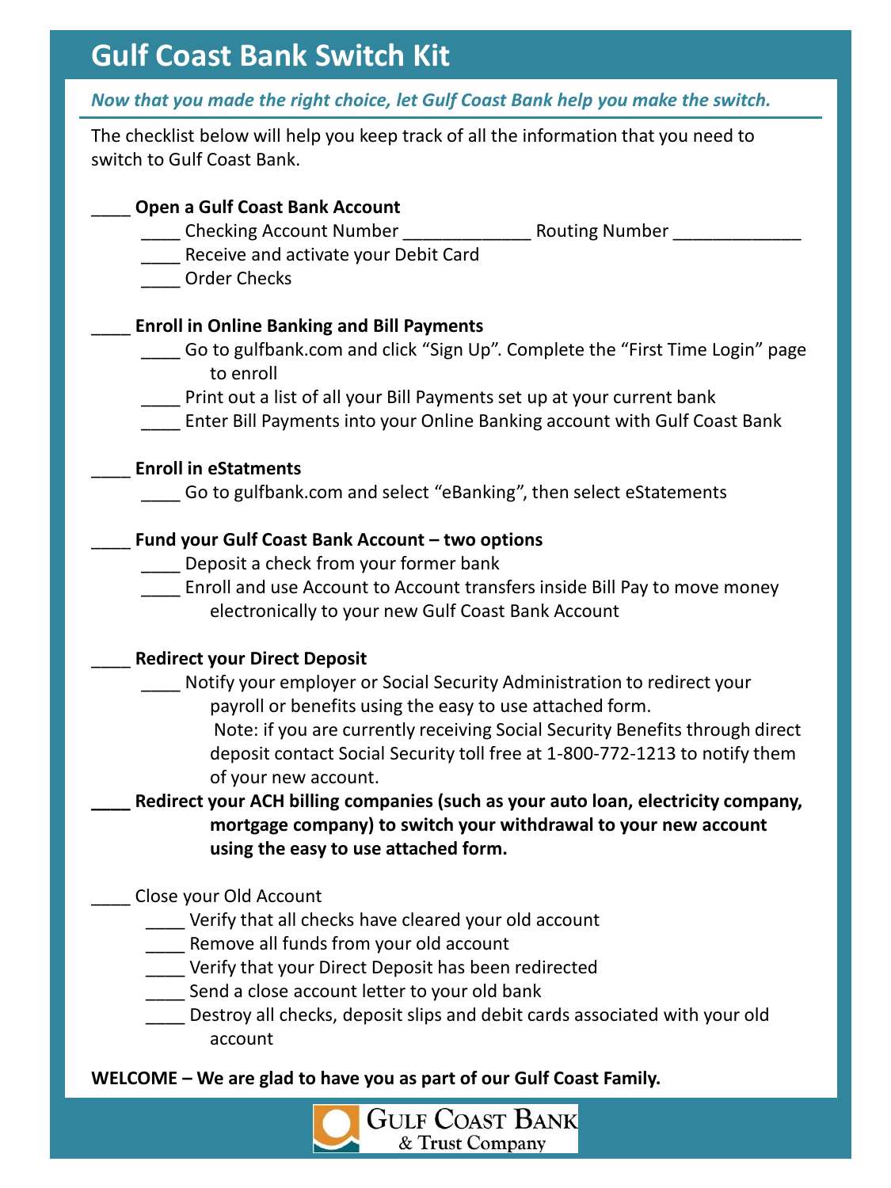# Gulf Coast Bank Switch Kit

***Now that you made the right choice, let Gulf Coast Bank help you make the switch.***

The checklist below will help you keep track of all the information that you need to switch to Gulf Coast Bank.

____ **Open a Gulf Coast Bank Account**

- ____ Checking Account Number _____________ Routing Number _____________
- ____ Receive and activate your Debit Card
- ____ Order Checks

____ **Enroll in Online Banking and Bill Payments**

- ____ Go to gulfbank.com and click "Sign Up". Complete the "First Time Login" page to enroll
- ____ Print out a list of all your Bill Payments set up at your current bank
- ____ Enter Bill Payments into your Online Banking account with Gulf Coast Bank

____ **Enroll in eStatments**

- ____ Go to gulfbank.com and select "eBanking", then select eStatements

____ **Fund your Gulf Coast Bank Account – two options**

- ____ Deposit a check from your former bank
- ____ Enroll and use Account to Account transfers inside Bill Pay to move money electronically to your new Gulf Coast Bank Account

____ **Redirect your Direct Deposit**

- ____ Notify your employer or Social Security Administration to redirect your payroll or benefits using the easy to use attached form.
  Note: if you are currently receiving Social Security Benefits through direct deposit contact Social Security toll free at 1-800-772-1213 to notify them of your new account.

____ **Redirect your ACH billing companies (such as your auto loan, electricity company, mortgage company) to switch your withdrawal to your new account using the easy to use attached form.**

____ Close your Old Account

- ____ Verify that all checks have cleared your old account
- ____ Remove all funds from your old account
- ____ Verify that your Direct Deposit has been redirected
- ____ Send a close account letter to your old bank
- ____ Destroy all checks, deposit slips and debit cards associated with your old account

**WELCOME – We are glad to have you as part of our Gulf Coast Family.**

Gulf Coast Bank & Trust Company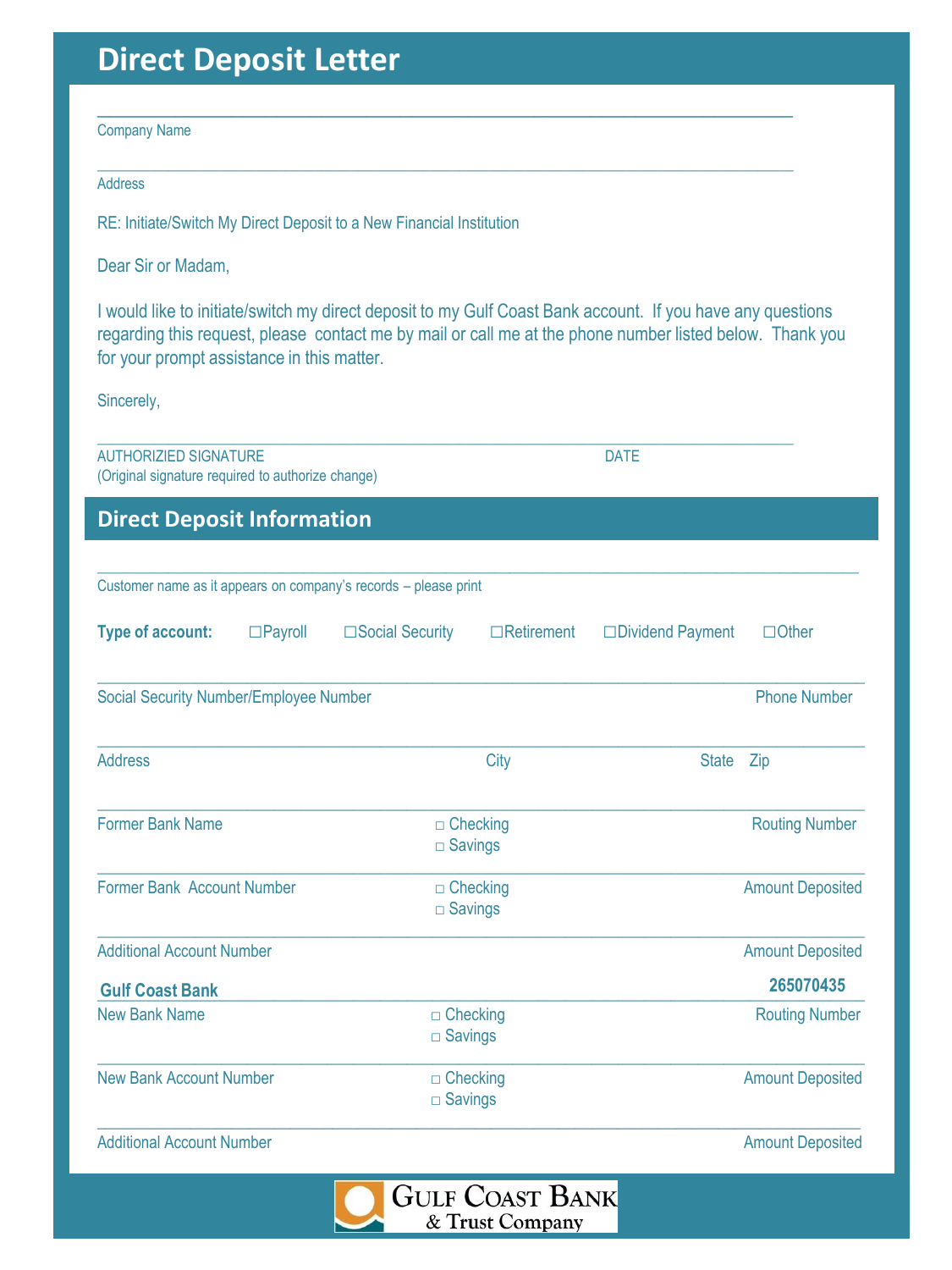# Direct Deposit Letter

\_\_\_\_\_\_\_\_\_\_\_\_\_\_\_\_\_\_\_\_\_\_\_\_\_\_\_\_\_\_\_\_\_\_\_\_\_\_\_\_\_\_\_\_\_\_\_\_\_\_\_\_\_\_\_\_\_\_

Company Name

\_\_\_\_\_\_\_\_\_\_\_\_\_\_\_\_\_\_\_\_\_\_\_\_\_\_\_\_\_\_\_\_\_\_\_\_\_\_\_\_\_\_\_\_\_\_\_\_\_\_\_\_\_\_\_\_\_\_

Address

RE: Initiate/Switch My Direct Deposit to a New Financial Institution

Dear Sir or Madam,

I would like to initiate/switch my direct deposit to my Gulf Coast Bank account. If you have any questions regarding this request, please contact me by mail or call me at the phone number listed below. Thank you for your prompt assistance in this matter.

Sincerely,

\_\_\_\_\_\_\_\_\_\_\_\_\_\_\_\_\_\_\_\_\_\_\_\_\_\_\_\_\_\_\_\_\_\_\_\_\_\_\_\_\_\_\_\_\_\_\_\_\_\_\_\_\_\_\_\_\_\_

AUTHORIZIED SIGNATURE DATE
(Original signature required to authorize change)

## Direct Deposit Information

\_\_\_\_\_\_\_\_\_\_\_\_\_\_\_\_\_\_\_\_\_\_\_\_\_\_\_\_\_\_\_\_\_\_\_\_\_\_\_\_\_\_\_\_\_\_\_\_\_\_\_\_\_\_\_\_\_\_

Customer name as it appears on company's records – please print

**Type of account:** ☐Payroll ☐Social Security ☐Retirement ☐Dividend Payment ☐Other

\_\_\_\_\_\_\_\_\_\_\_\_\_\_\_\_\_\_\_\_\_\_\_\_\_\_\_\_\_\_\_\_\_\_\_\_\_\_\_\_\_\_\_\_\_\_\_\_\_\_\_\_\_\_\_\_\_\_

Social Security Number/Employee Number Phone Number

\_\_\_\_\_\_\_\_\_\_\_\_\_\_\_\_\_\_\_\_\_\_\_\_\_\_\_\_\_\_\_\_\_\_\_\_\_\_\_\_\_\_\_\_\_\_\_\_\_\_\_\_\_\_\_\_\_\_

Address City State Zip

\_\_\_\_\_\_\_\_\_\_\_\_\_\_\_\_\_\_\_\_\_\_\_\_\_\_\_\_\_\_\_\_\_\_\_\_\_\_\_\_\_\_\_\_\_\_\_\_\_\_\_\_\_\_\_\_\_\_

Former Bank Name □ Checking □ Savings Routing Number

\_\_\_\_\_\_\_\_\_\_\_\_\_\_\_\_\_\_\_\_\_\_\_\_\_\_\_\_\_\_\_\_\_\_\_\_\_\_\_\_\_\_\_\_\_\_\_\_\_\_\_\_\_\_\_\_\_\_

Former Bank Account Number □ Checking □ Savings Amount Deposited

\_\_\_\_\_\_\_\_\_\_\_\_\_\_\_\_\_\_\_\_\_\_\_\_\_\_\_\_\_\_\_\_\_\_\_\_\_\_\_\_\_\_\_\_\_\_\_\_\_\_\_\_\_\_\_\_\_\_

Additional Account Number Amount Deposited

**Gulf Coast Bank** **265070435**

New Bank Name □ Checking □ Savings Routing Number

\_\_\_\_\_\_\_\_\_\_\_\_\_\_\_\_\_\_\_\_\_\_\_\_\_\_\_\_\_\_\_\_\_\_\_\_\_\_\_\_\_\_\_\_\_\_\_\_\_\_\_\_\_\_\_\_\_\_

New Bank Account Number □ Checking □ Savings Amount Deposited

\_\_\_\_\_\_\_\_\_\_\_\_\_\_\_\_\_\_\_\_\_\_\_\_\_\_\_\_\_\_\_\_\_\_\_\_\_\_\_\_\_\_\_\_\_\_\_\_\_\_\_\_\_\_\_\_\_\_

Additional Account Number Amount Deposited

Gulf Coast Bank & Trust Company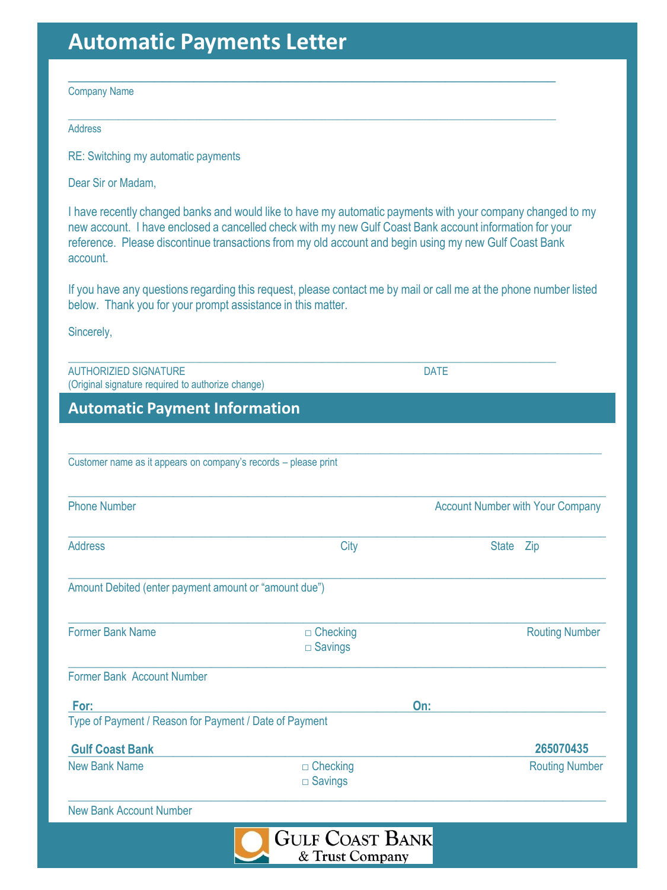# Automatic Payments Letter

\_\_\_\_\_\_\_\_\_\_\_\_\_\_\_\_\_\_\_\_\_\_\_\_\_\_\_\_\_\_\_\_\_\_\_\_\_\_\_\_\_\_\_\_\_\_\_\_\_\_\_\_\_\_\_\_\_\_\_\_\_\_\_\_

Company Name

\_\_\_\_\_\_\_\_\_\_\_\_\_\_\_\_\_\_\_\_\_\_\_\_\_\_\_\_\_\_\_\_\_\_\_\_\_\_\_\_\_\_\_\_\_\_\_\_\_\_\_\_\_\_\_\_\_\_\_\_\_\_\_\_

Address

RE: Switching my automatic payments

Dear Sir or Madam,

I have recently changed banks and would like to have my automatic payments with your company changed to my new account. I have enclosed a cancelled check with my new Gulf Coast Bank account information for your reference. Please discontinue transactions from my old account and begin using my new Gulf Coast Bank account.

If you have any questions regarding this request, please contact me by mail or call me at the phone number listed below. Thank you for your prompt assistance in this matter.

Sincerely,

\_\_\_\_\_\_\_\_\_\_\_\_\_\_\_\_\_\_\_\_\_\_\_\_\_\_\_\_\_\_\_\_\_\_\_\_\_\_\_\_\_\_\_\_\_\_\_\_\_\_\_\_\_\_\_\_\_\_\_\_\_\_\_\_

AUTHORIZED SIGNATURE DATE
(Original signature required to authorize change)

## Automatic Payment Information

\_\_\_\_\_\_\_\_\_\_\_\_\_\_\_\_\_\_\_\_\_\_\_\_\_\_\_\_\_\_\_\_\_\_\_\_\_\_\_\_\_\_\_\_\_\_\_\_\_\_\_\_\_\_\_\_\_\_\_\_\_\_\_\_

Customer name as it appears on company's records – please print

\_\_\_\_\_\_\_\_\_\_\_\_\_\_\_\_\_\_\_\_\_\_\_\_\_\_\_\_\_\_\_\_\_\_\_\_\_\_\_\_\_\_\_\_\_\_\_\_\_\_\_\_\_\_\_\_\_\_\_\_\_\_\_\_

Phone Number Account Number with Your Company

\_\_\_\_\_\_\_\_\_\_\_\_\_\_\_\_\_\_\_\_\_\_\_\_\_\_\_\_\_\_\_\_\_\_\_\_\_\_\_\_\_\_\_\_\_\_\_\_\_\_\_\_\_\_\_\_\_\_\_\_\_\_\_\_

Address City State Zip

\_\_\_\_\_\_\_\_\_\_\_\_\_\_\_\_\_\_\_\_\_\_\_\_\_\_\_\_\_\_\_\_\_\_\_\_\_\_\_\_\_\_\_\_\_\_\_\_\_\_\_\_\_\_\_\_\_\_\_\_\_\_\_\_

Amount Debited (enter payment amount or "amount due")

\_\_\_\_\_\_\_\_\_\_\_\_\_\_\_\_\_\_\_\_\_\_\_\_\_\_\_\_\_\_\_\_\_\_\_\_\_\_\_\_\_\_\_\_\_\_\_\_\_\_\_\_\_\_\_\_\_\_\_\_\_\_\_\_

Former Bank Name ☐ Checking ☐ Savings Routing Number

\_\_\_\_\_\_\_\_\_\_\_\_\_\_\_\_\_\_\_\_\_\_\_\_\_\_\_\_\_\_\_\_\_\_\_\_\_\_\_\_\_\_\_\_\_\_\_\_\_\_\_\_\_\_\_\_\_\_\_\_\_\_\_\_

Former Bank Account Number

**For:** \_\_\_\_\_\_\_\_\_\_\_\_\_\_\_\_\_\_\_\_\_\_\_\_\_\_\_\_\_\_\_\_ **On:** \_\_\_\_\_\_\_\_\_\_\_\_\_\_\_\_\_\_\_\_

Type of Payment / Reason for Payment / Date of Payment

**Gulf Coast Bank** **265070435**

New Bank Name ☐ Checking ☐ Savings Routing Number

\_\_\_\_\_\_\_\_\_\_\_\_\_\_\_\_\_\_\_\_\_\_\_\_\_\_\_\_\_\_\_\_\_\_\_\_\_\_\_\_\_\_\_\_\_\_\_\_\_\_\_\_\_\_\_\_\_\_\_\_\_\_\_\_

New Bank Account Number

GULF COAST BANK & Trust Company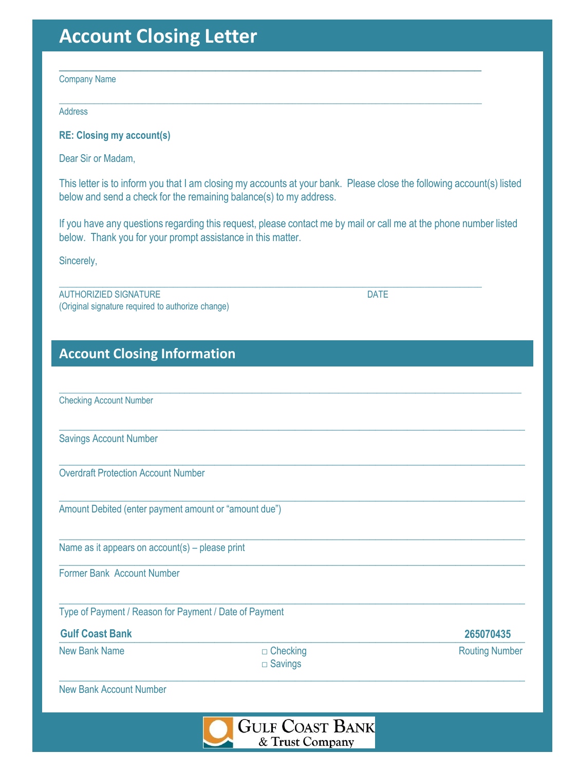# Account Closing Letter

_______________________________________________

Company Name

_______________________________________________

Address

**RE: Closing my account(s)**

Dear Sir or Madam,

This letter is to inform you that I am closing my accounts at your bank. Please close the following account(s) listed below and send a check for the remaining balance(s) to my address.

If you have any questions regarding this request, please contact me by mail or call me at the phone number listed below. Thank you for your prompt assistance in this matter.

Sincerely,

_______________________________________________

AUTHORIZIED SIGNATURE  DATE
(Original signature required to authorize change)

## Account Closing Information

_______________________________________________

Checking Account Number

_______________________________________________

Savings Account Number

_______________________________________________

Overdraft Protection Account Number

_______________________________________________

Amount Debited (enter payment amount or "amount due")

_______________________________________________

Name as it appears on account(s) – please print

_______________________________________________

Former Bank Account Number

_______________________________________________

Type of Payment / Reason for Payment / Date of Payment

**Gulf Coast Bank** **265070435**

New Bank Name ☐ Checking ☐ Savings Routing Number

_______________________________________________

New Bank Account Number

Gulf Coast Bank & Trust Company